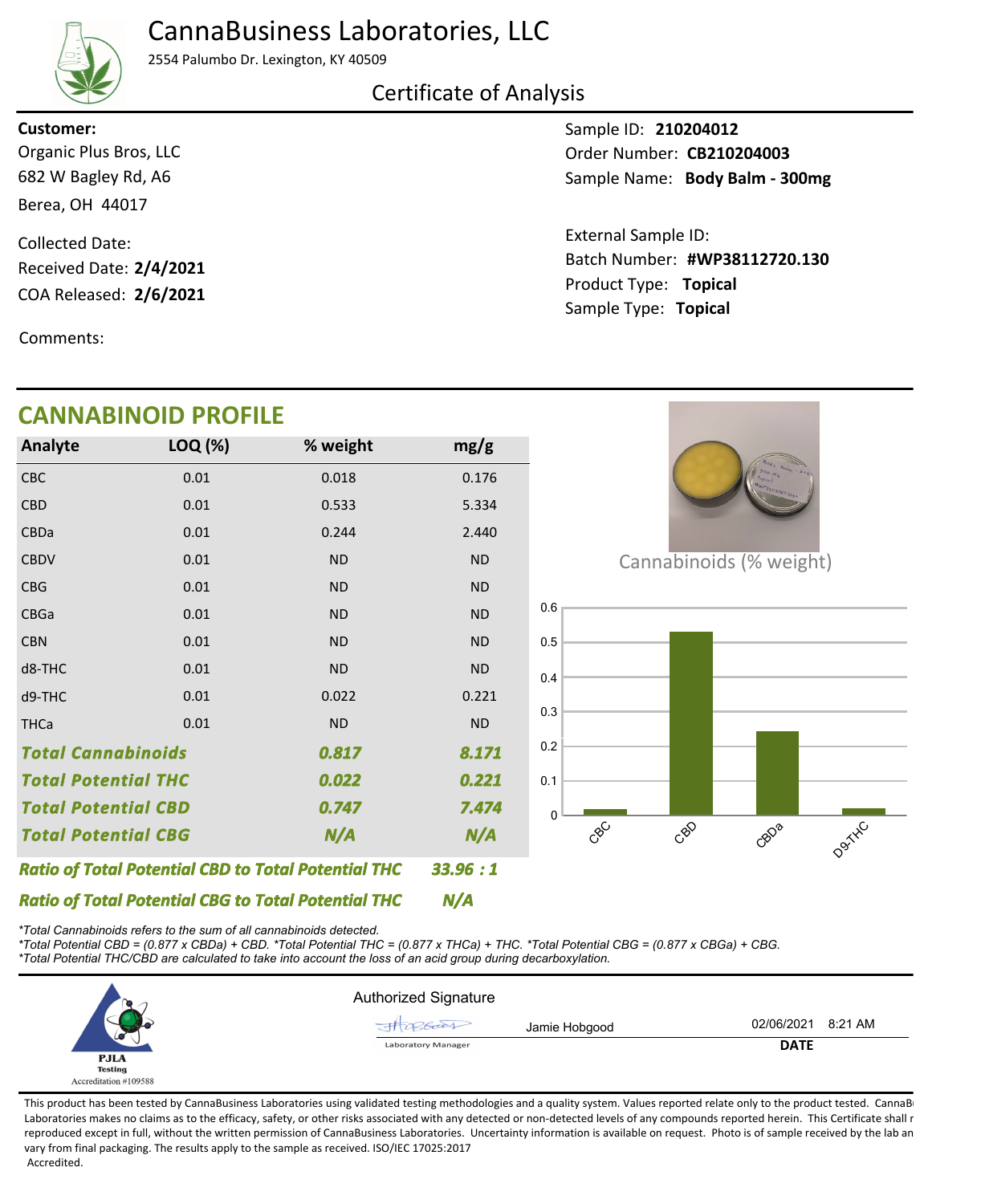# CannaBusiness Laboratories, LLC

2554 Palumbo Dr. Lexington, KY 40509

## Certificate of Analysis

**Customer:**
Organic Plus Bros, LLC
682 W Bagley Rd, A6
Berea, OH 44017

Collected Date:
Received Date: **2/4/2021**
COA Released: **2/6/2021**

Comments:

Sample ID: **210204012**
Order Number: **CB210204003**
Sample Name: **Body Balm - 300mg**

External Sample ID:
Batch Number: **#WP38112720.130**
Product Type: **Topical**
Sample Type: **Topical**

## CANNABINOID PROFILE

| Analyte | LOQ (%) | % weight | mg/g |
|---|---|---|---|
| CBC | 0.01 | 0.018 | 0.176 |
| CBD | 0.01 | 0.533 | 5.334 |
| CBDa | 0.01 | 0.244 | 2.440 |
| CBDV | 0.01 | ND | ND |
| CBG | 0.01 | ND | ND |
| CBGa | 0.01 | ND | ND |
| CBN | 0.01 | ND | ND |
| d8-THC | 0.01 | ND | ND |
| d9-THC | 0.01 | 0.022 | 0.221 |
| THCa | 0.01 | ND | ND |
| ***Total Cannabinoids*** | | ***0.817*** | ***8.171*** |
| ***Total Potential THC*** | | ***0.022*** | ***0.221*** |
| ***Total Potential CBD*** | | ***0.747*** | ***7.474*** |
| ***Total Potential CBG*** | | ***N/A*** | ***N/A*** |

Cannabinoids (% weight)

| Cannabinoid | % weight |
|---|---|
| CBC | 0.018 |
| CBD | 0.533 |
| CBDa | 0.244 |
| D9-THC | 0.022 |

***Ratio of Total Potential CBD to Total Potential THC*** ***33.96 : 1***

***Ratio of Total Potential CBG to Total Potential THC*** ***N/A***

*\*Total Cannabinoids refers to the sum of all cannabinoids detected.*
*\*Total Potential CBD = (0.877 x CBDa) + CBD. \*Total Potential THC = (0.877 x THCa) + THC. \*Total Potential CBG = (0.877 x CBGa) + CBG.*
*\*Total Potential THC/CBD are calculated to take into account the loss of an acid group during decarboxylation.*

PJLA Testing
Accreditation #109588

Authorized Signature

Jamie Hobgood — Laboratory Manager

DATE: 02/06/2021 8:21 AM

This product has been tested by CannaBusiness Laboratories using validated testing methodologies and a quality system. Values reported relate only to the product tested. CannaBusiness Laboratories makes no claims as to the efficacy, safety, or other risks associated with any detected or non-detected levels of any compounds reported herein. This Certificate shall not be reproduced except in full, without the written permission of CannaBusiness Laboratories. Uncertainty information is available on request. Photo is of sample received by the lab and may vary from final packaging. The results apply to the sample as received. ISO/IEC 17025:2017 Accredited.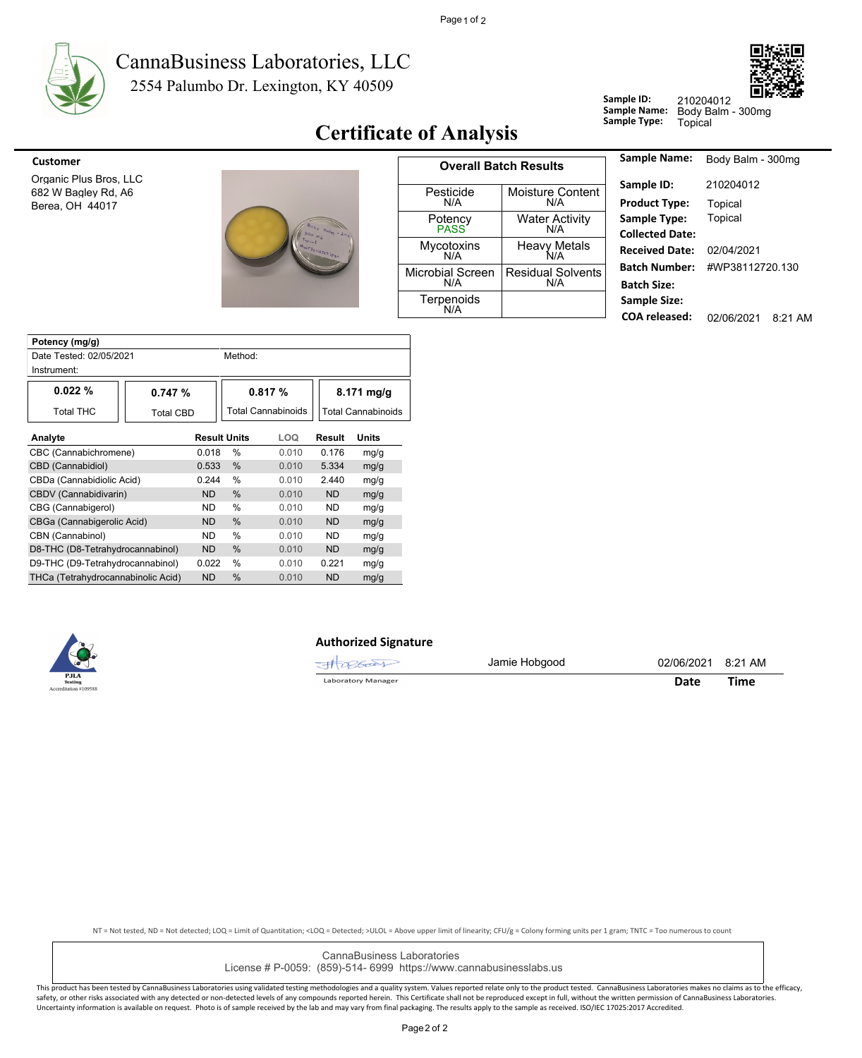# CannaBusiness Laboratories, LLC

2554 Palumbo Dr. Lexington, KY 40509

**Sample ID:** 210204012
**Sample Name:** Body Balm - 300mg
**Sample Type:** Topical

# Certificate of Analysis

**Customer**

Organic Plus Bros, LLC
682 W Bagley Rd, A6
Berea, OH 44017

| Overall Batch Results | |
|---|---|
| Pesticide N/A | Moisture Content N/A |
| Potency PASS | Water Activity N/A |
| Mycotoxins N/A | Heavy Metals N/A |
| Microbial Screen N/A | Residual Solvents N/A |
| Terpenoids N/A | |

| | |
|---|---|
| **Sample Name:** | Body Balm - 300mg |
| **Sample ID:** | 210204012 |
| **Product Type:** | Topical |
| **Sample Type:** | Topical |
| **Collected Date:** | |
| **Received Date:** | 02/04/2021 |
| **Batch Number:** | #WP38112720.130 |
| **Batch Size:** | |
| **Sample Size:** | |
| **COA released:** | 02/06/2021 8:21 AM |

**Potency (mg/g)**

Date Tested: 02/05/2021 Method:

Instrument:

| 0.022 % | 0.747 % | 0.817 % | 8.171 mg/g |
|---|---|---|---|
| Total THC | Total CBD | Total Cannabinoids | Total Cannabinoids |

| Analyte | Result | Units | LOQ | Result | Units |
|---|---|---|---|---|---|
| CBC (Cannabichromene) | 0.018 | % | 0.010 | 0.176 | mg/g |
| CBD (Cannabidiol) | 0.533 | % | 0.010 | 5.334 | mg/g |
| CBDa (Cannabidiolic Acid) | 0.244 | % | 0.010 | 2.440 | mg/g |
| CBDV (Cannabidivarin) | ND | % | 0.010 | ND | mg/g |
| CBG (Cannabigerol) | ND | % | 0.010 | ND | mg/g |
| CBGa (Cannabigerolic Acid) | ND | % | 0.010 | ND | mg/g |
| CBN (Cannabinol) | ND | % | 0.010 | ND | mg/g |
| D8-THC (D8-Tetrahydrocannabinol) | ND | % | 0.010 | ND | mg/g |
| D9-THC (D9-Tetrahydrocannabinol) | 0.022 | % | 0.010 | 0.221 | mg/g |
| THCa (Tetrahydrocannabinolic Acid) | ND | % | 0.010 | ND | mg/g |

PJLA Testing Accreditation #109588

**Authorized Signature**

Jamie Hobgood — Laboratory Manager — 02/06/2021 8:21 AM

| | | Date | Time |
|---|---|---|---|
| Laboratory Manager | Jamie Hobgood | 02/06/2021 | 8:21 AM |

NT = Not tested, ND = Not detected; LOQ = Limit of Quantitation; <LOQ = Detected; >ULOL = Above upper limit of linearity; CFU/g = Colony forming units per 1 gram; TNTC = Too numerous to count

CannaBusiness Laboratories
License # P-0059: (859)-514- 6999 https://www.cannabusinesslabs.us

This product has been tested by CannaBusiness Laboratories using validated testing methodologies and a quality system. Values reported relate only to the product tested. CannaBusiness Laboratories makes no claims as to the efficacy, safety, or other risks associated with any detected or non-detected levels of any compounds reported herein. This Certificate shall not be reproduced except in full, without the written permission of CannaBusiness Laboratories. Uncertainty information is available on request. Photo is of sample received by the lab and may vary from final packaging. The results apply to the sample as received. ISO/IEC 17025:2017 Accredited.